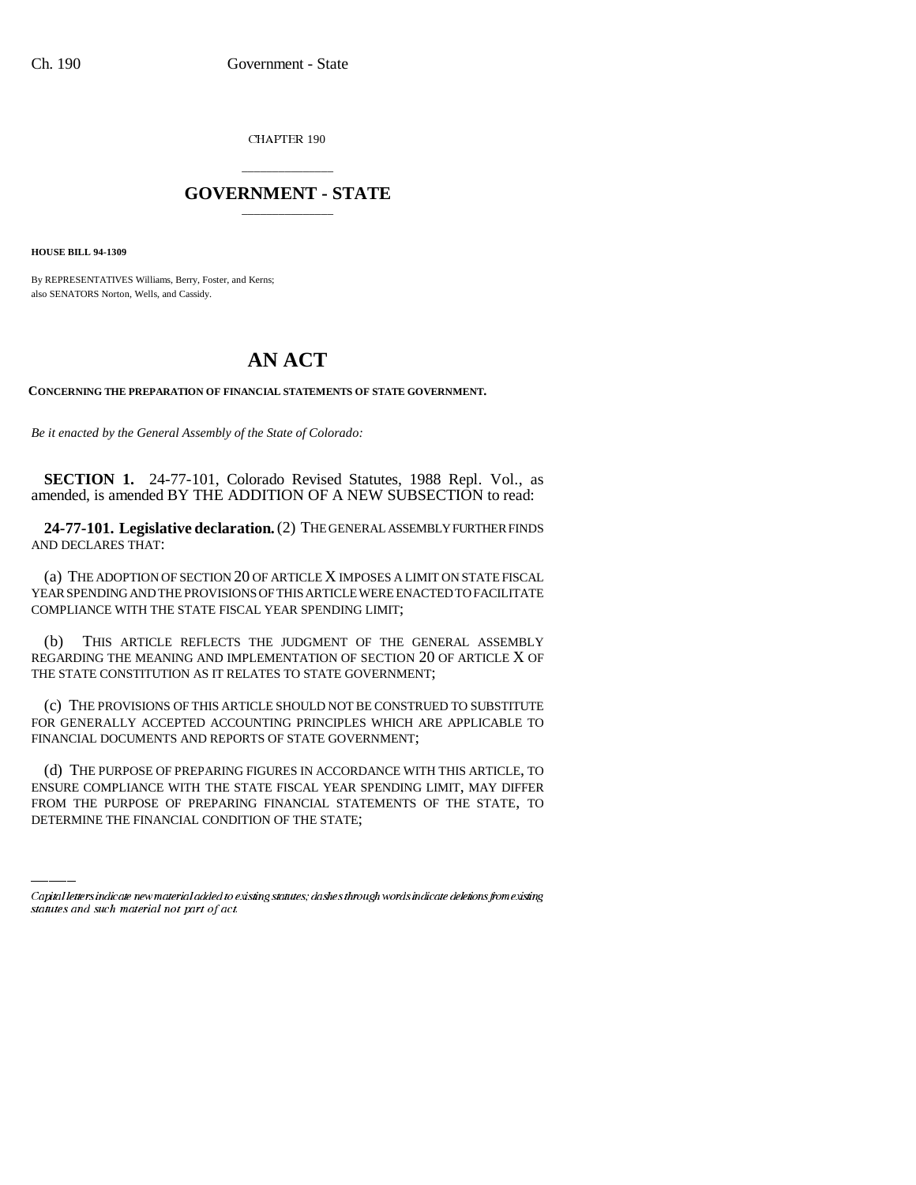CHAPTER 190

# GOVERNMENT - STATE

**HOUSE BILL 94-1309**

By REPRESENTATIVES Williams, Berry, Foster, and Kerns;
also SENATORS Norton, Wells, and Cassidy.

# AN ACT

**CONCERNING THE PREPARATION OF FINANCIAL STATEMENTS OF STATE GOVERNMENT.**

*Be it enacted by the General Assembly of the State of Colorado:*

**SECTION 1.** 24-77-101, Colorado Revised Statutes, 1988 Repl. Vol., as amended, is amended BY THE ADDITION OF A NEW SUBSECTION to read:

**24-77-101. Legislative declaration.** (2) THE GENERAL ASSEMBLY FURTHER FINDS AND DECLARES THAT:

(a) THE ADOPTION OF SECTION 20 OF ARTICLE X IMPOSES A LIMIT ON STATE FISCAL YEAR SPENDING AND THE PROVISIONS OF THIS ARTICLE WERE ENACTED TO FACILITATE COMPLIANCE WITH THE STATE FISCAL YEAR SPENDING LIMIT;

(b) THIS ARTICLE REFLECTS THE JUDGMENT OF THE GENERAL ASSEMBLY REGARDING THE MEANING AND IMPLEMENTATION OF SECTION 20 OF ARTICLE X OF THE STATE CONSTITUTION AS IT RELATES TO STATE GOVERNMENT;

(c) THE PROVISIONS OF THIS ARTICLE SHOULD NOT BE CONSTRUED TO SUBSTITUTE FOR GENERALLY ACCEPTED ACCOUNTING PRINCIPLES WHICH ARE APPLICABLE TO FINANCIAL DOCUMENTS AND REPORTS OF STATE GOVERNMENT;

(d) THE PURPOSE OF PREPARING FIGURES IN ACCORDANCE WITH THIS ARTICLE, TO ENSURE COMPLIANCE WITH THE STATE FISCAL YEAR SPENDING LIMIT, MAY DIFFER FROM THE PURPOSE OF PREPARING FINANCIAL STATEMENTS OF THE STATE, TO DETERMINE THE FINANCIAL CONDITION OF THE STATE;

Capital letters indicate new material added to existing statutes; dashes through words indicate deletions from existing statutes and such material not part of act.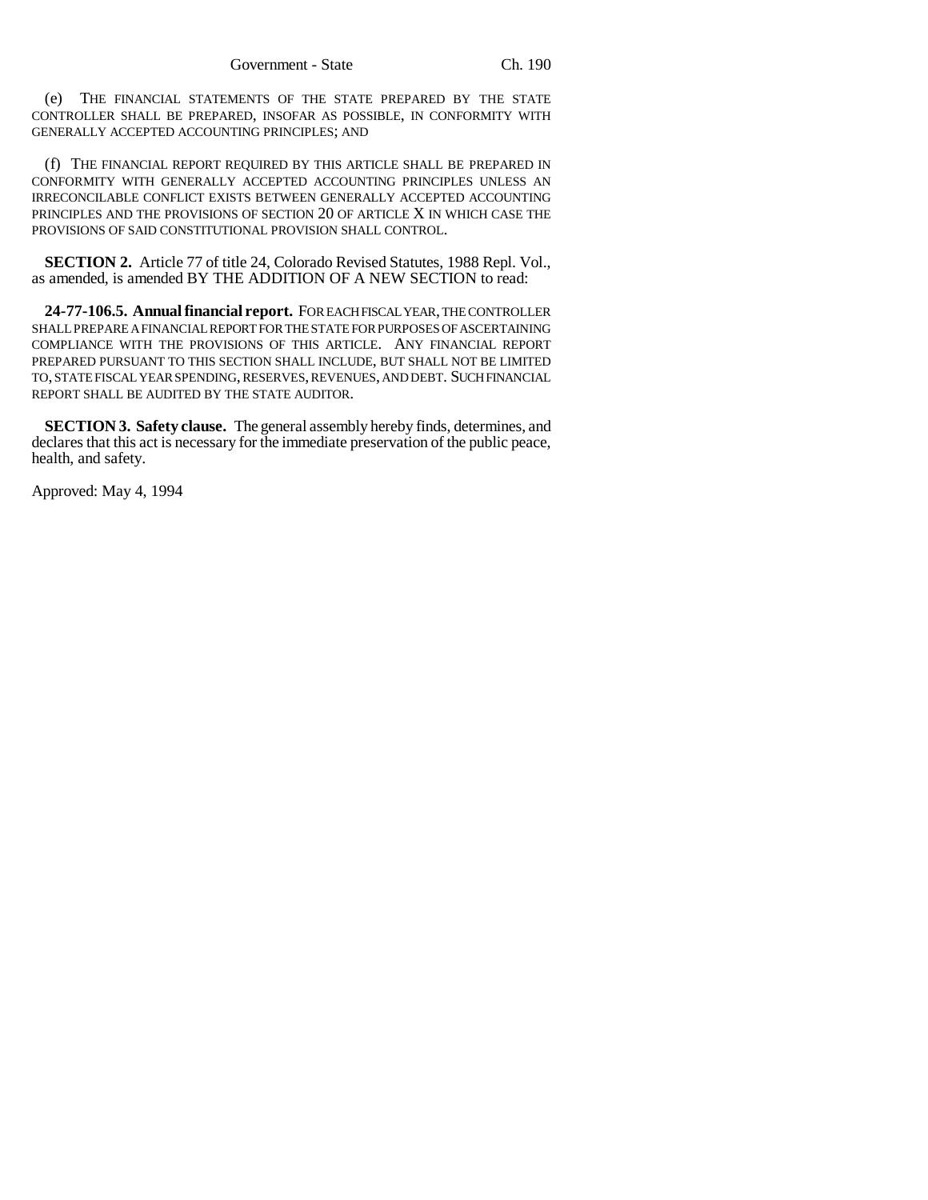(e) THE FINANCIAL STATEMENTS OF THE STATE PREPARED BY THE STATE CONTROLLER SHALL BE PREPARED, INSOFAR AS POSSIBLE, IN CONFORMITY WITH GENERALLY ACCEPTED ACCOUNTING PRINCIPLES; AND

(f) THE FINANCIAL REPORT REQUIRED BY THIS ARTICLE SHALL BE PREPARED IN CONFORMITY WITH GENERALLY ACCEPTED ACCOUNTING PRINCIPLES UNLESS AN IRRECONCILABLE CONFLICT EXISTS BETWEEN GENERALLY ACCEPTED ACCOUNTING PRINCIPLES AND THE PROVISIONS OF SECTION 20 OF ARTICLE X IN WHICH CASE THE PROVISIONS OF SAID CONSTITUTIONAL PROVISION SHALL CONTROL.

**SECTION 2.** Article 77 of title 24, Colorado Revised Statutes, 1988 Repl. Vol., as amended, is amended BY THE ADDITION OF A NEW SECTION to read:

**24-77-106.5. Annual financial report.** FOR EACH FISCAL YEAR, THE CONTROLLER SHALL PREPARE A FINANCIAL REPORT FOR THE STATE FOR PURPOSES OF ASCERTAINING COMPLIANCE WITH THE PROVISIONS OF THIS ARTICLE. ANY FINANCIAL REPORT PREPARED PURSUANT TO THIS SECTION SHALL INCLUDE, BUT SHALL NOT BE LIMITED TO, STATE FISCAL YEAR SPENDING, RESERVES, REVENUES, AND DEBT. SUCH FINANCIAL REPORT SHALL BE AUDITED BY THE STATE AUDITOR.

**SECTION 3. Safety clause.** The general assembly hereby finds, determines, and declares that this act is necessary for the immediate preservation of the public peace, health, and safety.

Approved: May 4, 1994